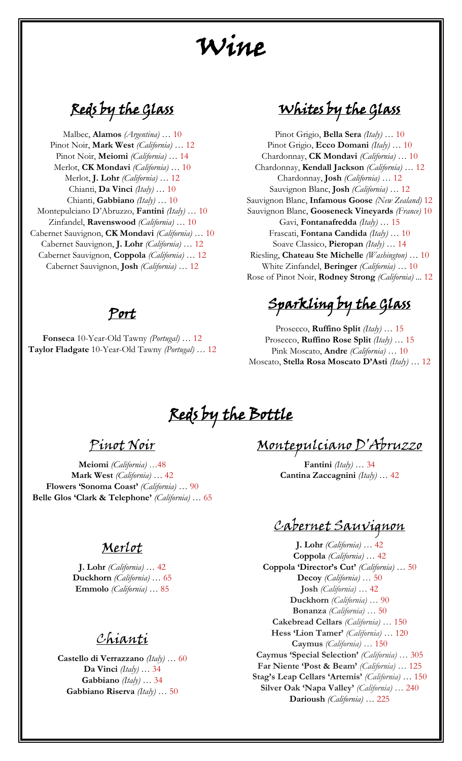# Wine

## Reds by the Glass

Malbec, **Alamos** *(Argentina)* … 10
Pinot Noir, **Mark West** *(California)* … 12
Pinot Noir, **Meiomi** *(California)* … 14
Merlot, **CK Mondavi** *(California)* … 10
Merlot, **J. Lohr** *(California)* … 12
Chianti, **Da Vinci** *(Italy)* … 10
Chianti, **Gabbiano** *(Italy)* … 10
Montepulciano D'Abruzzo, **Fantini** *(Italy)* … 10
Zinfandel, **Ravenswood** *(California)* … 10
Cabernet Sauvignon, **CK Mondavi** *(California)* … 10
Cabernet Sauvignon, **J. Lohr** *(California)* … 12
Cabernet Sauvignon, **Coppola** *(California)* … 12
Cabernet Sauvignon, **Josh** *(California)* … 12

## Port

**Fonseca** 10-Year-Old Tawny *(Portugal)* … 12
**Taylor Fladgate** 10-Year-Old Tawny *(Portugal)* … 12

## Whites by the Glass

Pinot Grigio, **Bella Sera** *(Italy)* … 10
Pinot Grigio, **Ecco Domani** *(Italy)* … 10
Chardonnay, **CK Mondavi** *(California)* … 10
Chardonnay, **Kendall Jackson** *(California)* … 12
Chardonnay, **Josh** *(California)* … 12
Sauvignon Blanc, **Josh** *(California)* … 12
Sauvignon Blanc, **Infamous Goose** *(New Zealand)* 12
Sauvignon Blanc, **Gooseneck Vineyards** *(France)* 10
Gavi, **Fontanafredda** *(Italy)* … 15
Frascati, **Fontana Candida** *(Italy)* … 10
Soave Classico, **Pieropan** *(Italy)* … 14
Riesling, **Chateau Ste Michelle** *(Washington)* … 10
White Zinfandel, **Beringer** *(California)* … 10
Rose of Pinot Noir, **Rodney Strong** *(California)* ... 12

## Sparkling by the Glass

Prosecco, **Ruffino Split** *(Italy)* … 15
Prosecco, **Ruffino Rose Split** *(Italy)* … 15
Pink Moscato, **Andre** *(California)* … 10
Moscato, **Stella Rosa Moscato D'Asti** *(Italy)* … 12

## Reds by the Bottle

### Pinot Noir

**Meiomi** *(California)* …48
**Mark West** *(California)* … 42
**Flowers 'Sonoma Coast'** *(California)* … 90
**Belle Glos 'Clark & Telephone'** *(California)* … 65

### Merlot

**J. Lohr** *(California)* … 42
**Duckhorn** *(California)* … 65
**Emmolo** *(California)* … 85

### Chianti

**Castello di Verrazzano** *(Italy)* … 60
**Da Vinci** *(Italy)* … 34
**Gabbiano** *(Italy)* … 34
**Gabbiano Riserva** *(Italy)* … 50

### Montepulciano D'Abruzzo

**Fantini** *(Italy)* … 34
**Cantina Zaccagnini** *(Italy)* … 42

### Cabernet Sauvignon

**J. Lohr** *(California)* … 42
**Coppola** *(California)* … 42
**Coppola 'Director's Cut'** *(California)* … 50
**Decoy** *(California)* … 50
**Josh** *(California)* … 42
**Duckhorn** *(California)* … 90
**Bonanza** *(California)* … 50
**Cakebread Cellars** *(California)* … 150
**Hess 'Lion Tamer'** *(California)* … 120
**Caymus** *(California)* … 150
**Caymus 'Special Selection'** *(California)* … 305
**Far Niente 'Post & Beam'** *(California)* … 125
**Stag's Leap Cellars 'Artemis'** *(California)* … 150
**Silver Oak 'Napa Valley'** *(California)* … 240
**Darioush** *(California)* … 225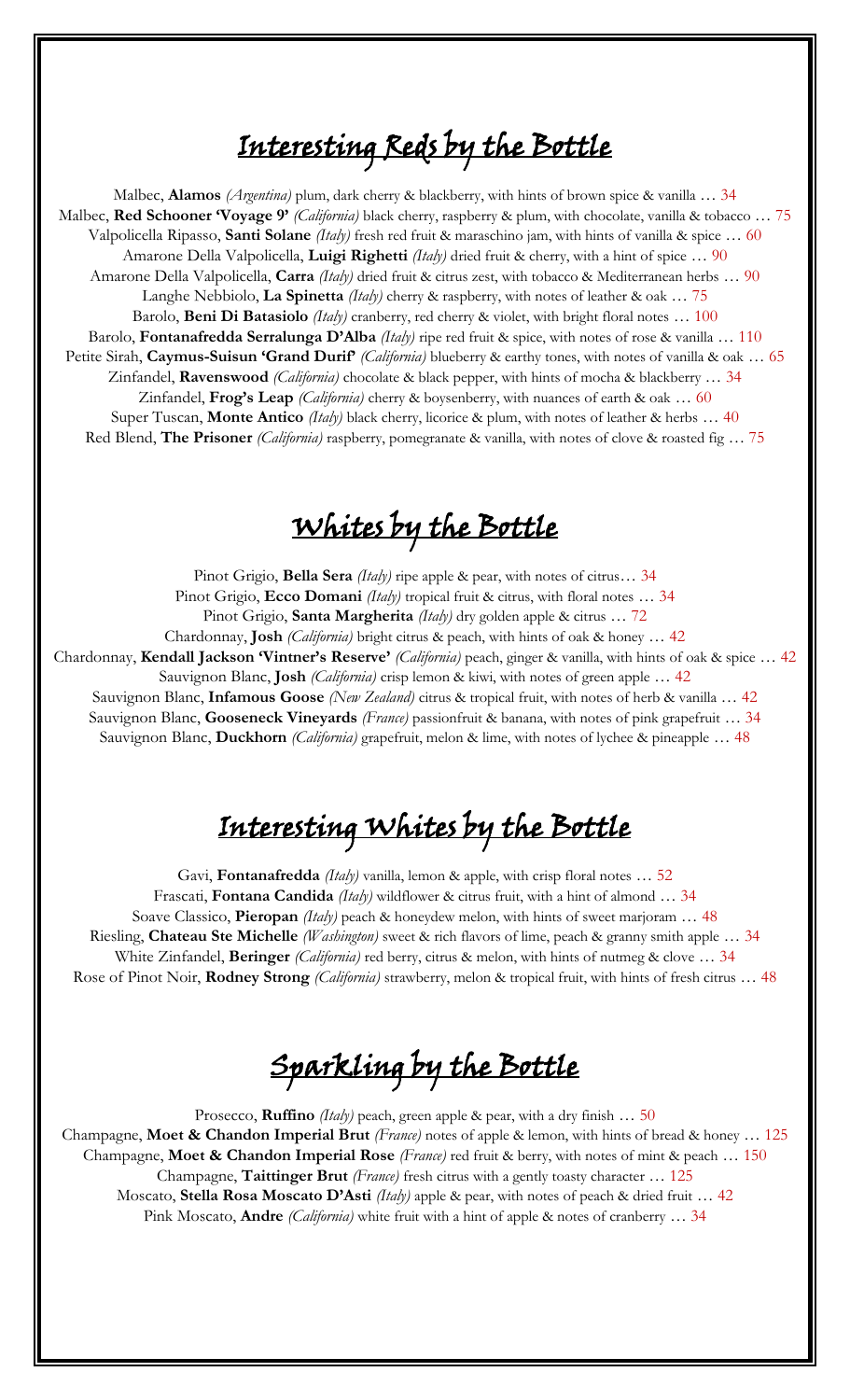# Interesting Reds by the Bottle

Malbec, **Alamos** *(Argentina)* plum, dark cherry & blackberry, with hints of brown spice & vanilla … 34

Malbec, **Red Schooner 'Voyage 9'** *(California)* black cherry, raspberry & plum, with chocolate, vanilla & tobacco … 75

Valpolicella Ripasso, **Santi Solane** *(Italy)* fresh red fruit & maraschino jam, with hints of vanilla & spice … 60

Amarone Della Valpolicella, **Luigi Righetti** *(Italy)* dried fruit & cherry, with a hint of spice … 90

Amarone Della Valpolicella, **Carra** *(Italy)* dried fruit & citrus zest, with tobacco & Mediterranean herbs … 90

Langhe Nebbiolo, **La Spinetta** *(Italy)* cherry & raspberry, with notes of leather & oak … 75

Barolo, **Beni Di Batasiolo** *(Italy)* cranberry, red cherry & violet, with bright floral notes … 100

Barolo, **Fontanafredda Serralunga D'Alba** *(Italy)* ripe red fruit & spice, with notes of rose & vanilla … 110

Petite Sirah, **Caymus-Suisun 'Grand Durif'** *(California)* blueberry & earthy tones, with notes of vanilla & oak … 65

Zinfandel, **Ravenswood** *(California)* chocolate & black pepper, with hints of mocha & blackberry … 34

Zinfandel, **Frog's Leap** *(California)* cherry & boysenberry, with nuances of earth & oak … 60

Super Tuscan, **Monte Antico** *(Italy)* black cherry, licorice & plum, with notes of leather & herbs … 40

Red Blend, **The Prisoner** *(California)* raspberry, pomegranate & vanilla, with notes of clove & roasted fig … 75

# Whites by the Bottle

Pinot Grigio, **Bella Sera** *(Italy)* ripe apple & pear, with notes of citrus… 34

Pinot Grigio, **Ecco Domani** *(Italy)* tropical fruit & citrus, with floral notes … 34

Pinot Grigio, **Santa Margherita** *(Italy)* dry golden apple & citrus … 72

Chardonnay, **Josh** *(California)* bright citrus & peach, with hints of oak & honey … 42

Chardonnay, **Kendall Jackson 'Vintner's Reserve'** *(California)* peach, ginger & vanilla, with hints of oak & spice … 42

Sauvignon Blanc, **Josh** *(California)* crisp lemon & kiwi, with notes of green apple … 42

Sauvignon Blanc, **Infamous Goose** *(New Zealand)* citrus & tropical fruit, with notes of herb & vanilla … 42

Sauvignon Blanc, **Gooseneck Vineyards** *(France)* passionfruit & banana, with notes of pink grapefruit … 34

Sauvignon Blanc, **Duckhorn** *(California)* grapefruit, melon & lime, with notes of lychee & pineapple … 48

# Interesting Whites by the Bottle

Gavi, **Fontanafredda** *(Italy)* vanilla, lemon & apple, with crisp floral notes … 52

Frascati, **Fontana Candida** *(Italy)* wildflower & citrus fruit, with a hint of almond … 34

Soave Classico, **Pieropan** *(Italy)* peach & honeydew melon, with hints of sweet marjoram … 48

Riesling, **Chateau Ste Michelle** *(Washington)* sweet & rich flavors of lime, peach & granny smith apple … 34

White Zinfandel, **Beringer** *(California)* red berry, citrus & melon, with hints of nutmeg & clove … 34

Rose of Pinot Noir, **Rodney Strong** *(California)* strawberry, melon & tropical fruit, with hints of fresh citrus … 48

# Sparkling by the Bottle

Prosecco, **Ruffino** *(Italy)* peach, green apple & pear, with a dry finish … 50

Champagne, **Moet & Chandon Imperial Brut** *(France)* notes of apple & lemon, with hints of bread & honey … 125

Champagne, **Moet & Chandon Imperial Rose** *(France)* red fruit & berry, with notes of mint & peach … 150

Champagne, **Taittinger Brut** *(France)* fresh citrus with a gently toasty character … 125

Moscato, **Stella Rosa Moscato D'Asti** *(Italy)* apple & pear, with notes of peach & dried fruit … 42

Pink Moscato, **Andre** *(California)* white fruit with a hint of apple & notes of cranberry … 34